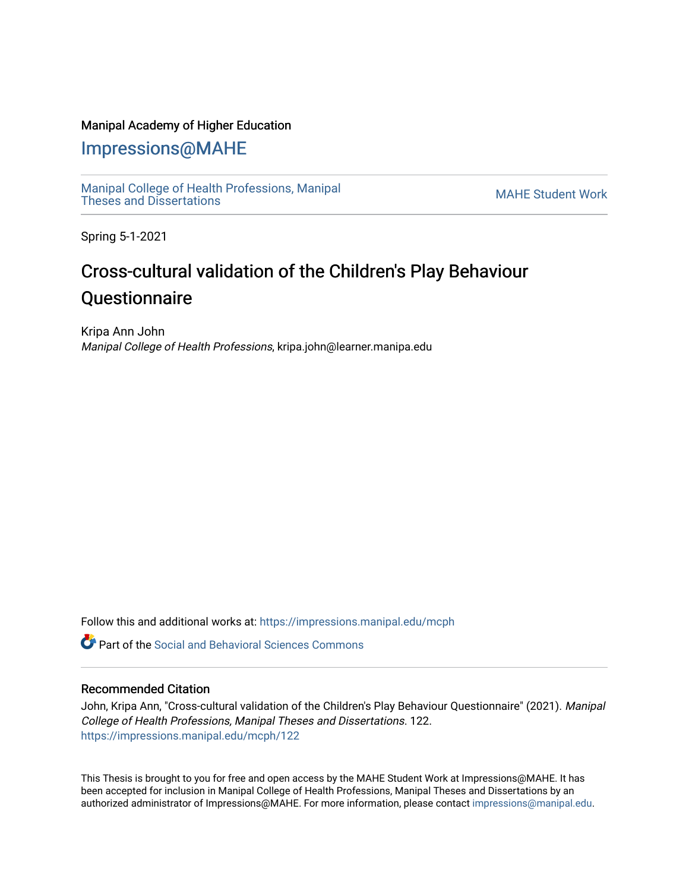Manipal Academy of Higher Education

# Impressions@MAHE

Manipal College of Health Professions, Manipal Theses and Dissertations

MAHE Student Work

Spring 5-1-2021

## Cross-cultural validation of the Children's Play Behaviour Questionnaire

Kripa Ann John
*Manipal College of Health Professions*, kripa.john@learner.manipa.edu

Follow this and additional works at: https://impressions.manipal.edu/mcph

Part of the Social and Behavioral Sciences Commons

### Recommended Citation

John, Kripa Ann, "Cross-cultural validation of the Children's Play Behaviour Questionnaire" (2021). *Manipal College of Health Professions, Manipal Theses and Dissertations*. 122.
https://impressions.manipal.edu/mcph/122

This Thesis is brought to you for free and open access by the MAHE Student Work at Impressions@MAHE. It has been accepted for inclusion in Manipal College of Health Professions, Manipal Theses and Dissertations by an authorized administrator of Impressions@MAHE. For more information, please contact impressions@manipal.edu.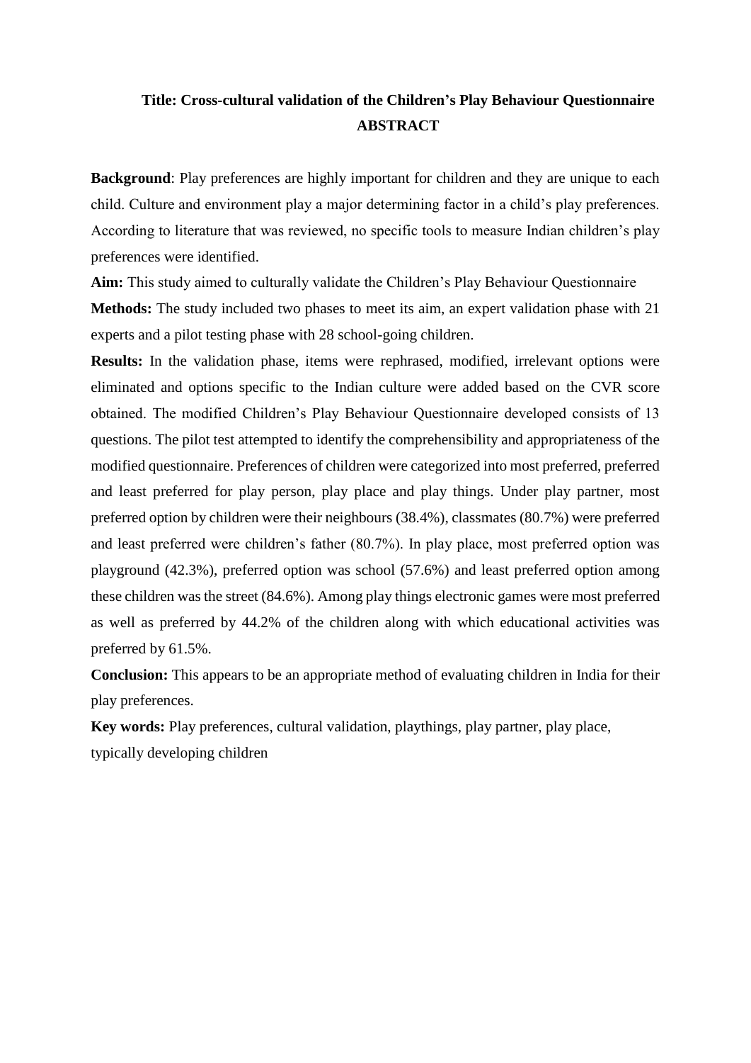**Title: Cross-cultural validation of the Children's Play Behaviour Questionnaire**

## ABSTRACT

**Background**: Play preferences are highly important for children and they are unique to each child. Culture and environment play a major determining factor in a child's play preferences. According to literature that was reviewed, no specific tools to measure Indian children's play preferences were identified.

**Aim:** This study aimed to culturally validate the Children's Play Behaviour Questionnaire

**Methods:** The study included two phases to meet its aim, an expert validation phase with 21 experts and a pilot testing phase with 28 school-going children.

**Results:** In the validation phase, items were rephrased, modified, irrelevant options were eliminated and options specific to the Indian culture were added based on the CVR score obtained. The modified Children's Play Behaviour Questionnaire developed consists of 13 questions. The pilot test attempted to identify the comprehensibility and appropriateness of the modified questionnaire. Preferences of children were categorized into most preferred, preferred and least preferred for play person, play place and play things. Under play partner, most preferred option by children were their neighbours (38.4%), classmates (80.7%) were preferred and least preferred were children's father (80.7%). In play place, most preferred option was playground (42.3%), preferred option was school (57.6%) and least preferred option among these children was the street (84.6%). Among play things electronic games were most preferred as well as preferred by 44.2% of the children along with which educational activities was preferred by 61.5%.

**Conclusion:** This appears to be an appropriate method of evaluating children in India for their play preferences.

**Key words:** Play preferences, cultural validation, playthings, play partner, play place, typically developing children